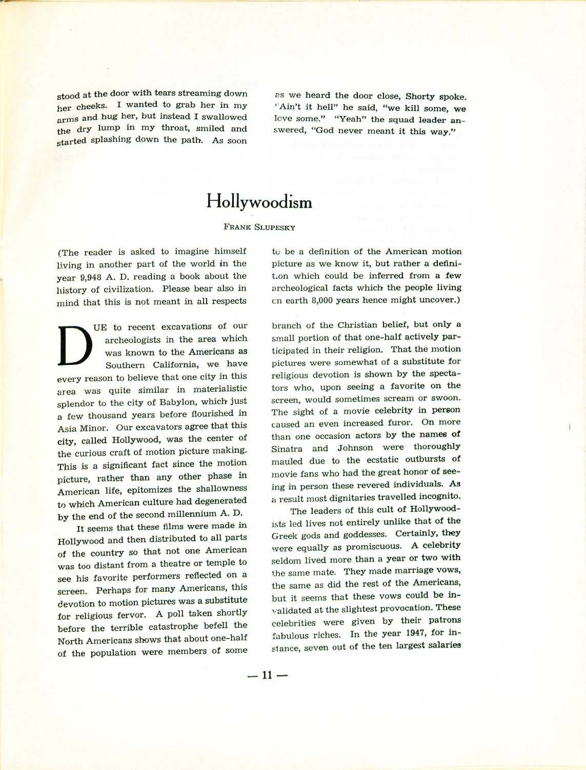stood at the door with tears streaming down her cheeks. I wanted to grab her in my arms and hug her, but instead I swallowed the dry lump in my throat, smiled and started splashing down the path. As soon as we heard the door close, Shorty spoke. "Ain't it hell" he said, "we kill some, we love some." "Yeah" the squad leader answered, "God never meant it this way."

# Hollywoodism

FRANK SLUPESKY

(The reader is asked to imagine himself living in another part of the world in the year 9,948 A. D. reading a book about the history of civilization. Please bear also in mind that this is not meant in all respects to be a definition of the American motion picture as we know it, but rather a definition which could be inferred from a few archeological facts which the people living on earth 8,000 years hence might uncover.)

DUE to recent excavations of our archeologists in the area which was known to the Americans as Southern California, we have every reason to believe that one city in this area was quite similar in materialistic splendor to the city of Babylon, which just a few thousand years before flourished in Asia Minor. Our excavators agree that this city, called Hollywood, was the center of the curious craft of motion picture making. This is a significant fact since the motion picture, rather than any other phase in American life, epitomizes the shallowness to which American culture had degenerated by the end of the second millennium A. D.

It seems that these films were made in Hollywood and then distributed to all parts of the country so that not one American was too distant from a theatre or temple to see his favorite performers reflected on a screen. Perhaps for many Americans, this devotion to motion pictures was a substitute for religious fervor. A poll taken shortly before the terrible catastrophe befell the North Americans shows that about one-half of the population were members of some branch of the Christian belief, but only a small portion of that one-half actively participated in their religion. That the motion pictures were somewhat of a substitute for religious devotion is shown by the spectators who, upon seeing a favorite on the screen, would sometimes scream or swoon. The sight of a movie celebrity in person caused an even increased furor. On more than one occasion actors by the names of Sinatra and Johnson were thoroughly mauled due to the ecstatic outbursts of movie fans who had the great honor of seeing in person these revered individuals. As a result most dignitaries travelled incognito.

The leaders of this cult of Hollywoodists led lives not entirely unlike that of the Greek gods and goddesses. Certainly, they were equally as promiscuous. A celebrity seldom lived more than a year or two with the same mate. They made marriage vows, the same as did the rest of the Americans, but it seems that these vows could be invalidated at the slightest provocation. These celebrities were given by their patrons fabulous riches. In the year 1947, for instance, seven out of the ten largest salaries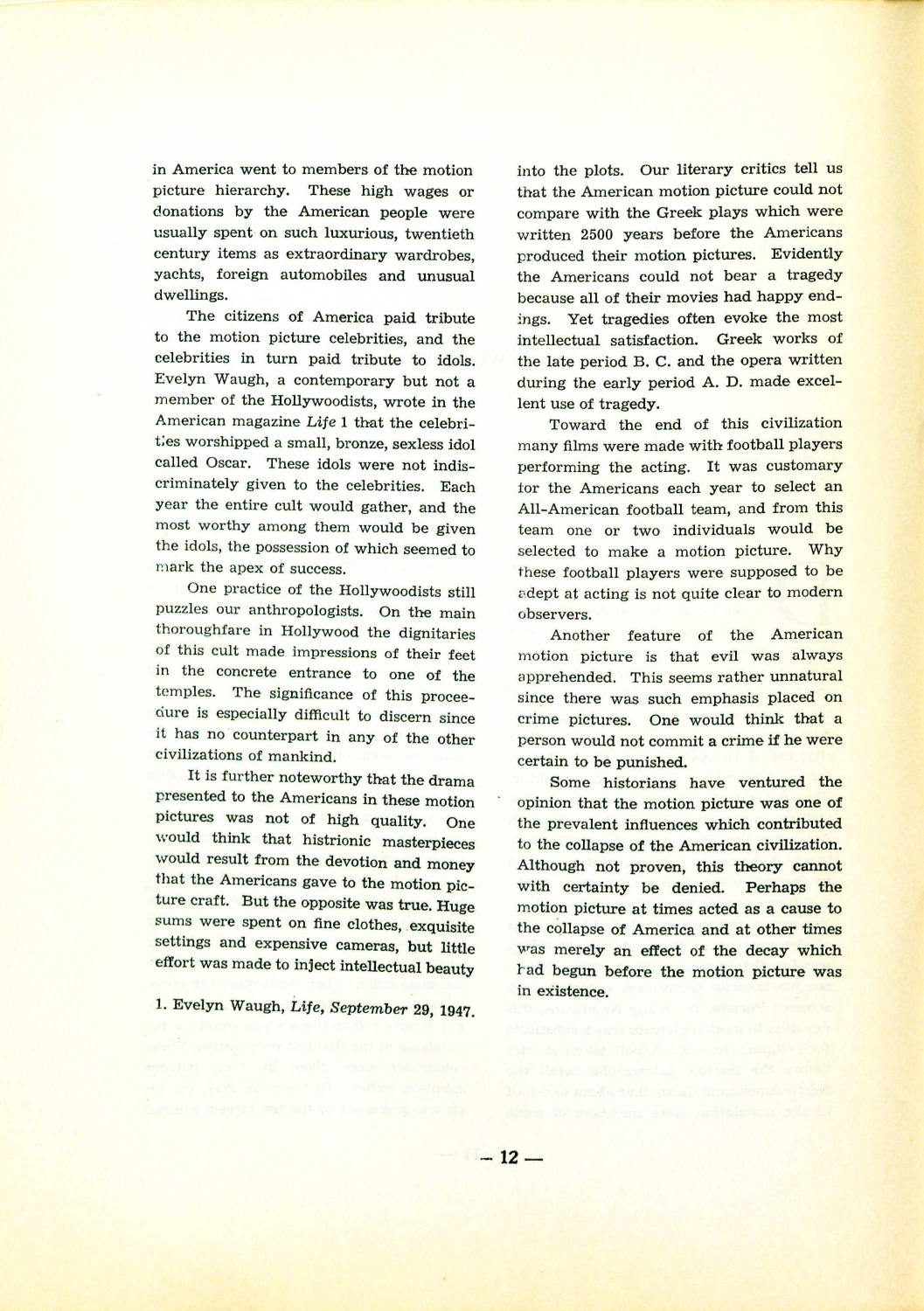in America went to members of the motion picture hierarchy. These high wages or donations by the American people were usually spent on such luxurious, twentieth century items as extraordinary wardrobes, yachts, foreign automobiles and unusual dwellings.

The citizens of America paid tribute to the motion picture celebrities, and the celebrities in turn paid tribute to idols. Evelyn Waugh, a contemporary but not a member of the Hollywoodists, wrote in the American magazine *Life* [1] that the celebrities worshipped a small, bronze, sexless idol called Oscar. These idols were not indiscriminately given to the celebrities. Each year the entire cult would gather, and the most worthy among them would be given the idols, the possession of which seemed to mark the apex of success.

One practice of the Hollywoodists still puzzles our anthropologists. On the main thoroughfare in Hollywood the dignitaries of this cult made impressions of their feet in the concrete entrance to one of the temples. The significance of this procedure is especially difficult to discern since it has no counterpart in any of the other civilizations of mankind.

It is further noteworthy that the drama presented to the Americans in these motion pictures was not of high quality. One would think that histrionic masterpieces would result from the devotion and money that the Americans gave to the motion picture craft. But the opposite was true. Huge sums were spent on fine clothes, exquisite settings and expensive cameras, but little effort was made to inject intellectual beauty into the plots. Our literary critics tell us that the American motion picture could not compare with the Greek plays which were written 2500 years before the Americans produced their motion pictures. Evidently the Americans could not bear a tragedy because all of their movies had happy endings. Yet tragedies often evoke the most intellectual satisfaction. Greek works of the late period B. C. and the opera written during the early period A. D. made excellent use of tragedy.

Toward the end of this civilization many films were made with football players performing the acting. It was customary for the Americans each year to select an All-American football team, and from this team one or two individuals would be selected to make a motion picture. Why these football players were supposed to be adept at acting is not quite clear to modern observers.

Another feature of the American motion picture is that evil was always apprehended. This seems rather unnatural since there was such emphasis placed on crime pictures. One would think that a person would not commit a crime if he were certain to be punished.

Some historians have ventured the opinion that the motion picture was one of the prevalent influences which contributed to the collapse of the American civilization. Although not proven, this theory cannot with certainty be denied. Perhaps the motion picture at times acted as a cause to the collapse of America and at other times was merely an effect of the decay which had begun before the motion picture was in existence.

1. Evelyn Waugh, *Life, September 29, 1947.*